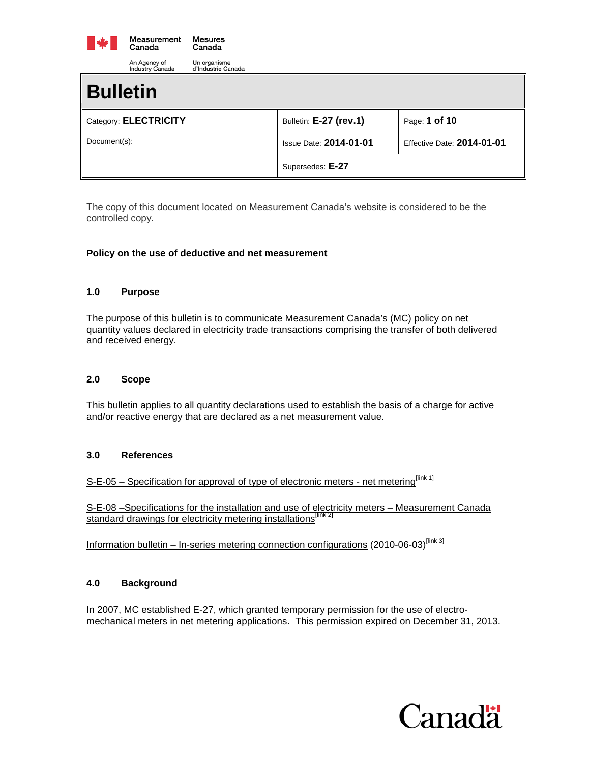Measurement Canada / Mesures Canada

An Agency of Industry Canada / Un organisme d'Industrie Canada

# Bulletin

| Category: **ELECTRICITY** | Bulletin: **E-27 (rev.1)** | Page: **1 of 10** |
|---|---|---|
| Document(s): | Issue Date: **2014-01-01** | Effective Date: **2014-01-01** |
| | Supersedes: **E-27** | |

The copy of this document located on Measurement Canada's website is considered to be the controlled copy.

**Policy on the use of deductive and net measurement**

## 1.0 Purpose

The purpose of this bulletin is to communicate Measurement Canada's (MC) policy on net quantity values declared in electricity trade transactions comprising the transfer of both delivered and received energy.

## 2.0 Scope

This bulletin applies to all quantity declarations used to establish the basis of a charge for active and/or reactive energy that are declared as a net measurement value.

## 3.0 References

S-E-05 – Specification for approval of type of electronic meters - net metering[link 1]

S-E-08 –Specifications for the installation and use of electricity meters – Measurement Canada standard drawings for electricity metering installations[link 2]

Information bulletin – In-series metering connection configurations (2010-06-03)[link 3]

## 4.0 Background

In 2007, MC established E-27, which granted temporary permission for the use of electro-mechanical meters in net metering applications. This permission expired on December 31, 2013.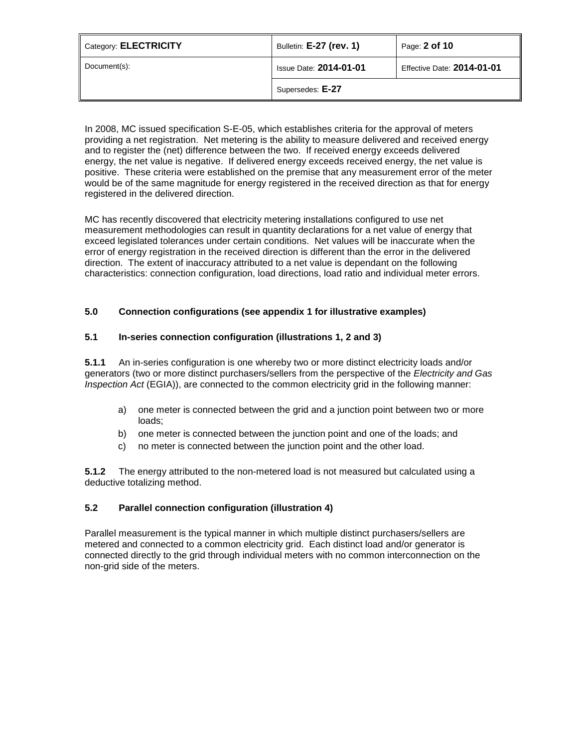In 2008, MC issued specification S-E-05, which establishes criteria for the approval of meters providing a net registration. Net metering is the ability to measure delivered and received energy and to register the (net) difference between the two. If received energy exceeds delivered energy, the net value is negative. If delivered energy exceeds received energy, the net value is positive. These criteria were established on the premise that any measurement error of the meter would be of the same magnitude for energy registered in the received direction as that for energy registered in the delivered direction.

MC has recently discovered that electricity metering installations configured to use net measurement methodologies can result in quantity declarations for a net value of energy that exceed legislated tolerances under certain conditions. Net values will be inaccurate when the error of energy registration in the received direction is different than the error in the delivered direction. The extent of inaccuracy attributed to a net value is dependant on the following characteristics: connection configuration, load directions, load ratio and individual meter errors.

## 5.0 Connection configurations (see appendix 1 for illustrative examples)

### 5.1 In-series connection configuration (illustrations 1, 2 and 3)

**5.1.1** An in-series configuration is one whereby two or more distinct electricity loads and/or generators (two or more distinct purchasers/sellers from the perspective of the *Electricity and Gas Inspection Act* (EGIA)), are connected to the common electricity grid in the following manner:

a) one meter is connected between the grid and a junction point between two or more loads;
b) one meter is connected between the junction point and one of the loads; and
c) no meter is connected between the junction point and the other load.

**5.1.2** The energy attributed to the non-metered load is not measured but calculated using a deductive totalizing method.

### 5.2 Parallel connection configuration (illustration 4)

Parallel measurement is the typical manner in which multiple distinct purchasers/sellers are metered and connected to a common electricity grid. Each distinct load and/or generator is connected directly to the grid through individual meters with no common interconnection on the non-grid side of the meters.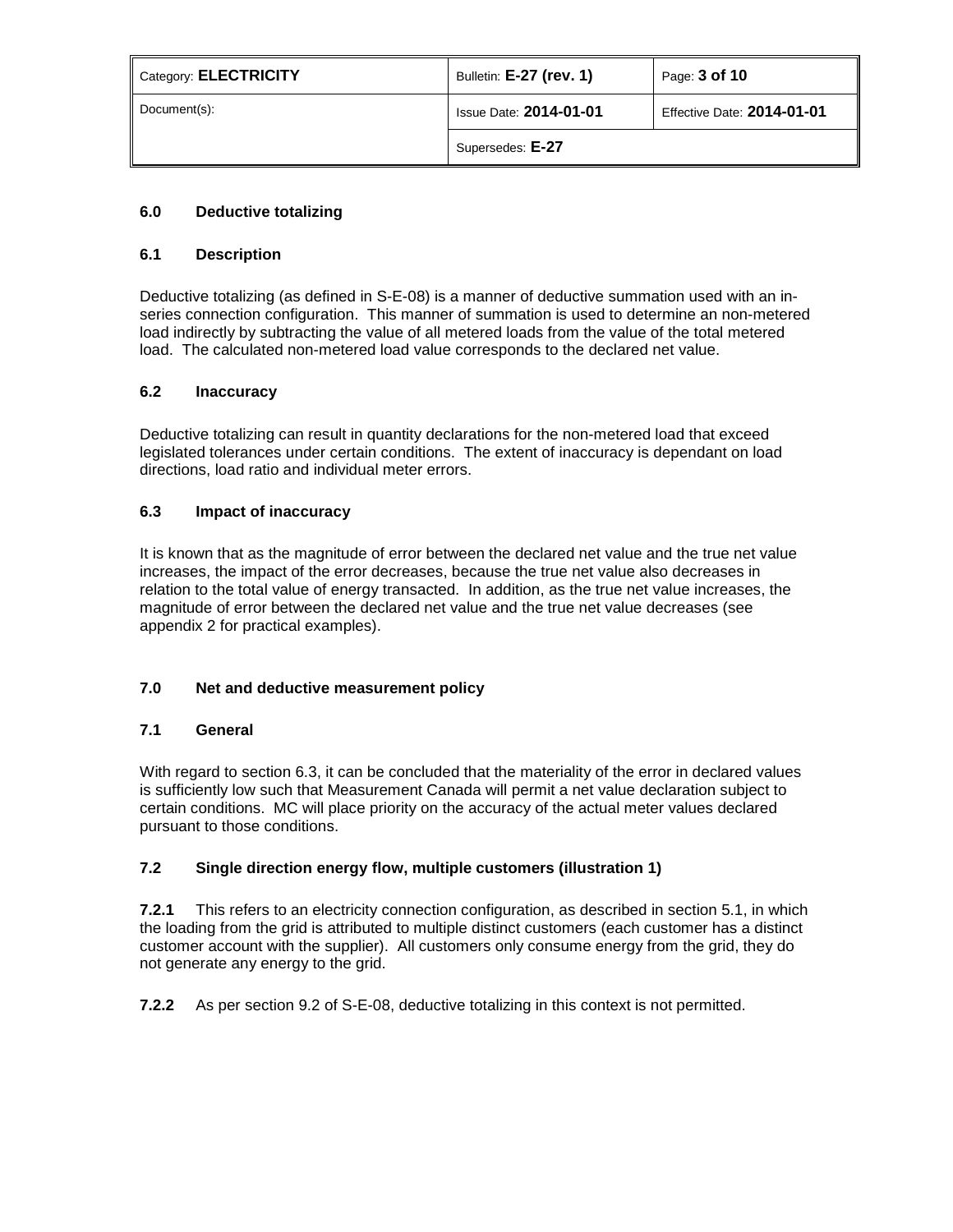## 6.0 Deductive totalizing

### 6.1 Description

Deductive totalizing (as defined in S-E-08) is a manner of deductive summation used with an in-series connection configuration. This manner of summation is used to determine an non-metered load indirectly by subtracting the value of all metered loads from the value of the total metered load. The calculated non-metered load value corresponds to the declared net value.

### 6.2 Inaccuracy

Deductive totalizing can result in quantity declarations for the non-metered load that exceed legislated tolerances under certain conditions. The extent of inaccuracy is dependant on load directions, load ratio and individual meter errors.

### 6.3 Impact of inaccuracy

It is known that as the magnitude of error between the declared net value and the true net value increases, the impact of the error decreases, because the true net value also decreases in relation to the total value of energy transacted. In addition, as the true net value increases, the magnitude of error between the declared net value and the true net value decreases (see appendix 2 for practical examples).

## 7.0 Net and deductive measurement policy

### 7.1 General

With regard to section 6.3, it can be concluded that the materiality of the error in declared values is sufficiently low such that Measurement Canada will permit a net value declaration subject to certain conditions. MC will place priority on the accuracy of the actual meter values declared pursuant to those conditions.

### 7.2 Single direction energy flow, multiple customers (illustration 1)

**7.2.1** This refers to an electricity connection configuration, as described in section 5.1, in which the loading from the grid is attributed to multiple distinct customers (each customer has a distinct customer account with the supplier). All customers only consume energy from the grid, they do not generate any energy to the grid.

**7.2.2** As per section 9.2 of S-E-08, deductive totalizing in this context is not permitted.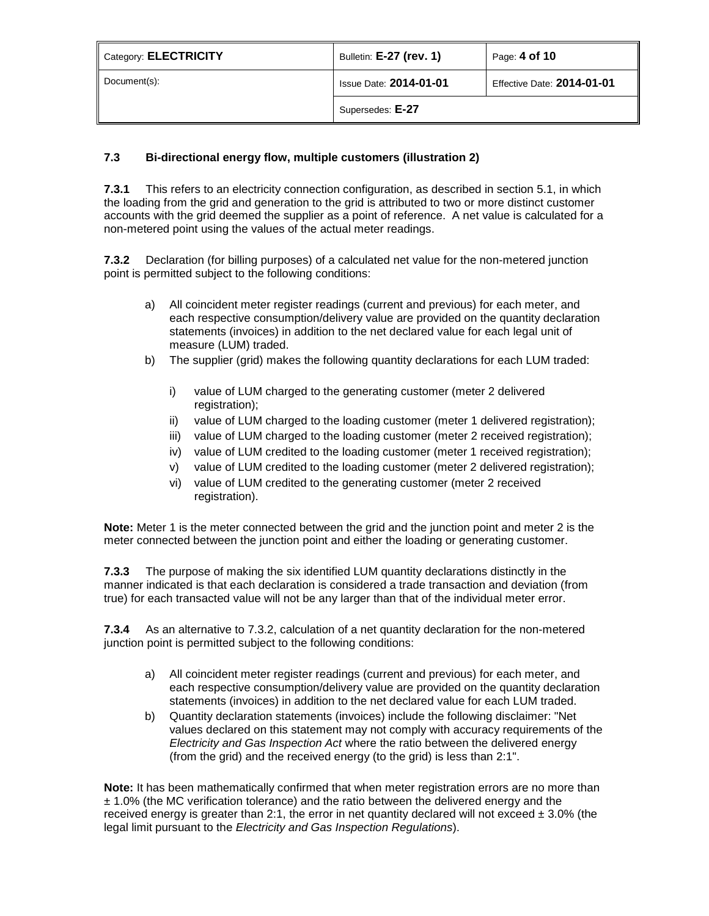### 7.3 Bi-directional energy flow, multiple customers (illustration 2)

**7.3.1** This refers to an electricity connection configuration, as described in section 5.1, in which the loading from the grid and generation to the grid is attributed to two or more distinct customer accounts with the grid deemed the supplier as a point of reference. A net value is calculated for a non-metered point using the values of the actual meter readings.

**7.3.2** Declaration (for billing purposes) of a calculated net value for the non-metered junction point is permitted subject to the following conditions:

a) All coincident meter register readings (current and previous) for each meter, and each respective consumption/delivery value are provided on the quantity declaration statements (invoices) in addition to the net declared value for each legal unit of measure (LUM) traded.

b) The supplier (grid) makes the following quantity declarations for each LUM traded:

   i) value of LUM charged to the generating customer (meter 2 delivered registration);
   ii) value of LUM charged to the loading customer (meter 1 delivered registration);
   iii) value of LUM charged to the loading customer (meter 2 received registration);
   iv) value of LUM credited to the loading customer (meter 1 received registration);
   v) value of LUM credited to the loading customer (meter 2 delivered registration);
   vi) value of LUM credited to the generating customer (meter 2 received registration).

**Note:** Meter 1 is the meter connected between the grid and the junction point and meter 2 is the meter connected between the junction point and either the loading or generating customer.

**7.3.3** The purpose of making the six identified LUM quantity declarations distinctly in the manner indicated is that each declaration is considered a trade transaction and deviation (from true) for each transacted value will not be any larger than that of the individual meter error.

**7.3.4** As an alternative to 7.3.2, calculation of a net quantity declaration for the non-metered junction point is permitted subject to the following conditions:

a) All coincident meter register readings (current and previous) for each meter, and each respective consumption/delivery value are provided on the quantity declaration statements (invoices) in addition to the net declared value for each LUM traded.

b) Quantity declaration statements (invoices) include the following disclaimer: "Net values declared on this statement may not comply with accuracy requirements of the *Electricity and Gas Inspection Act* where the ratio between the delivered energy (from the grid) and the received energy (to the grid) is less than 2:1".

**Note:** It has been mathematically confirmed that when meter registration errors are no more than ± 1.0% (the MC verification tolerance) and the ratio between the delivered energy and the received energy is greater than 2:1, the error in net quantity declared will not exceed ± 3.0% (the legal limit pursuant to the *Electricity and Gas Inspection Regulations*).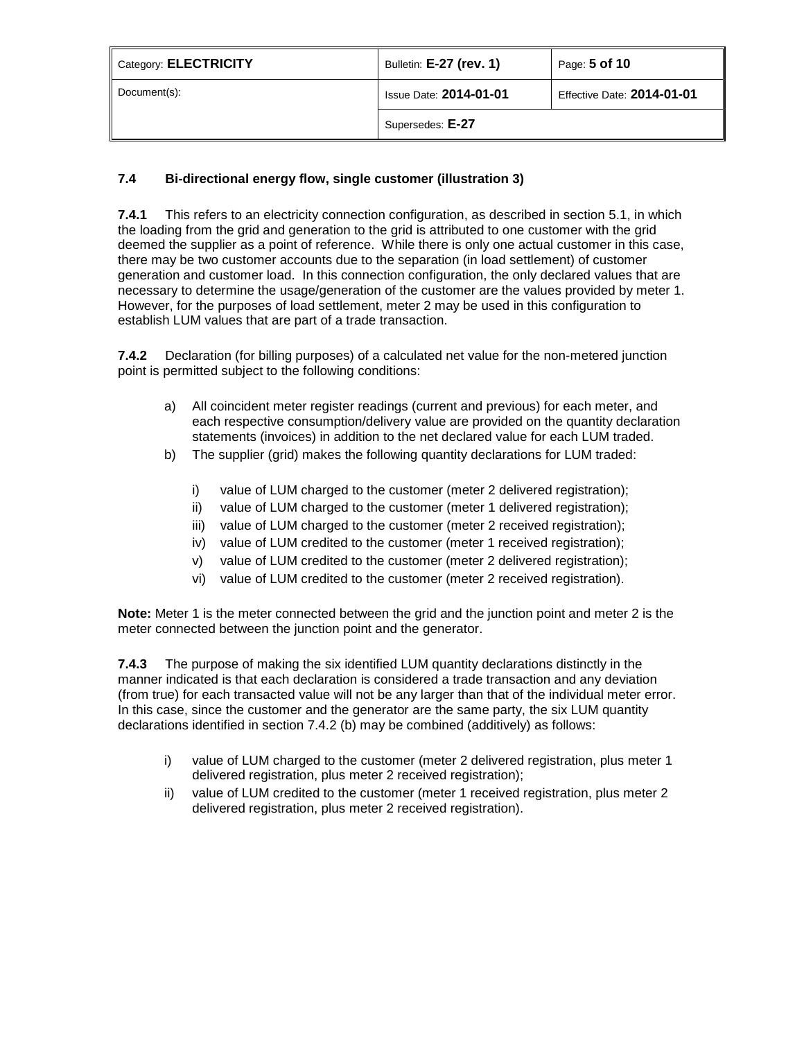### 7.4 Bi-directional energy flow, single customer (illustration 3)

**7.4.1** This refers to an electricity connection configuration, as described in section 5.1, in which the loading from the grid and generation to the grid is attributed to one customer with the grid deemed the supplier as a point of reference. While there is only one actual customer in this case, there may be two customer accounts due to the separation (in load settlement) of customer generation and customer load. In this connection configuration, the only declared values that are necessary to determine the usage/generation of the customer are the values provided by meter 1. However, for the purposes of load settlement, meter 2 may be used in this configuration to establish LUM values that are part of a trade transaction.

**7.4.2** Declaration (for billing purposes) of a calculated net value for the non-metered junction point is permitted subject to the following conditions:

a) All coincident meter register readings (current and previous) for each meter, and each respective consumption/delivery value are provided on the quantity declaration statements (invoices) in addition to the net declared value for each LUM traded.

b) The supplier (grid) makes the following quantity declarations for LUM traded:

   i) value of LUM charged to the customer (meter 2 delivered registration);
   ii) value of LUM charged to the customer (meter 1 delivered registration);
   iii) value of LUM charged to the customer (meter 2 received registration);
   iv) value of LUM credited to the customer (meter 1 received registration);
   v) value of LUM credited to the customer (meter 2 delivered registration);
   vi) value of LUM credited to the customer (meter 2 received registration).

**Note:** Meter 1 is the meter connected between the grid and the junction point and meter 2 is the meter connected between the junction point and the generator.

**7.4.3** The purpose of making the six identified LUM quantity declarations distinctly in the manner indicated is that each declaration is considered a trade transaction and any deviation (from true) for each transacted value will not be any larger than that of the individual meter error. In this case, since the customer and the generator are the same party, the six LUM quantity declarations identified in section 7.4.2 (b) may be combined (additively) as follows:

i) value of LUM charged to the customer (meter 2 delivered registration, plus meter 1 delivered registration, plus meter 2 received registration);

ii) value of LUM credited to the customer (meter 1 received registration, plus meter 2 delivered registration, plus meter 2 received registration).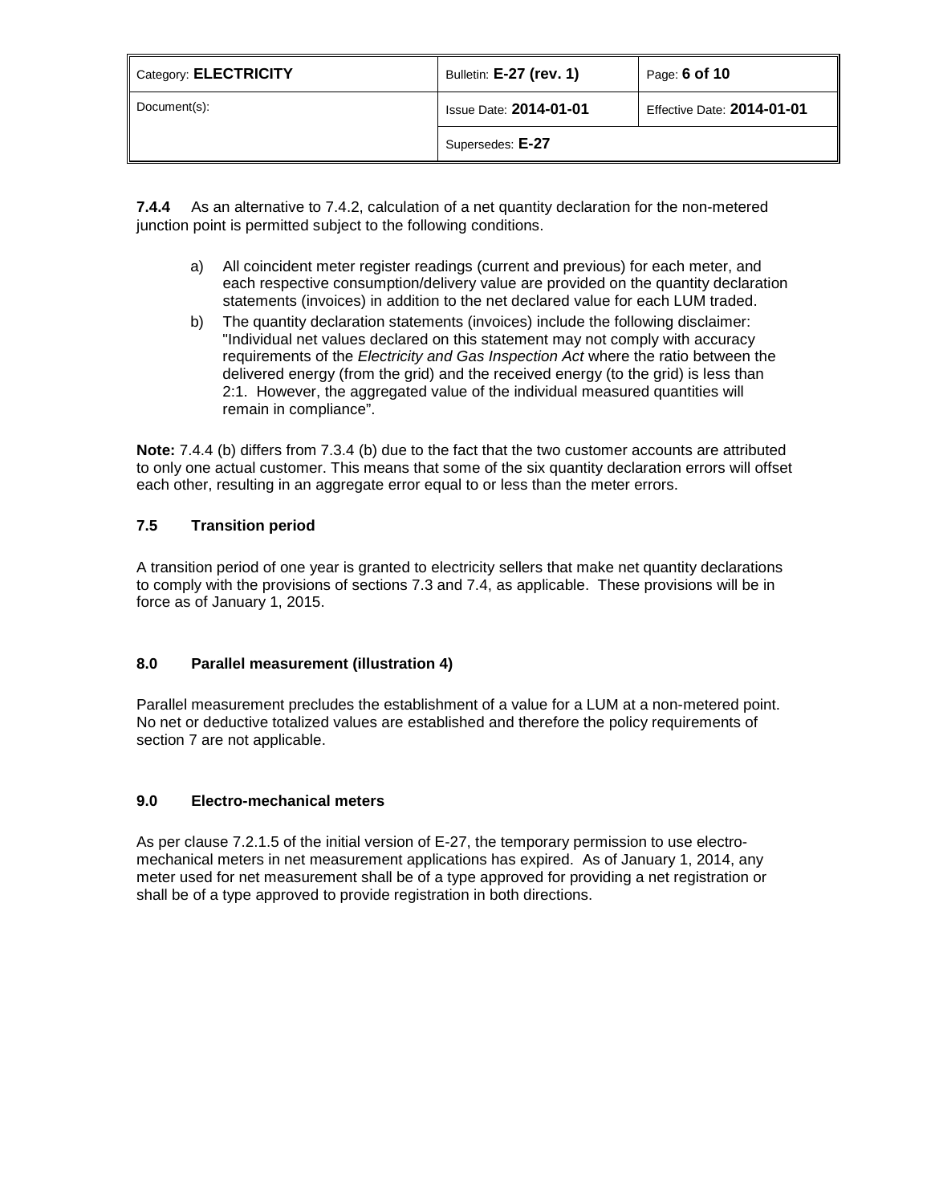**7.4.4** As an alternative to 7.4.2, calculation of a net quantity declaration for the non-metered junction point is permitted subject to the following conditions.

a) All coincident meter register readings (current and previous) for each meter, and each respective consumption/delivery value are provided on the quantity declaration statements (invoices) in addition to the net declared value for each LUM traded.

b) The quantity declaration statements (invoices) include the following disclaimer: "Individual net values declared on this statement may not comply with accuracy requirements of the *Electricity and Gas Inspection Act* where the ratio between the delivered energy (from the grid) and the received energy (to the grid) is less than 2:1. However, the aggregated value of the individual measured quantities will remain in compliance".

**Note:** 7.4.4 (b) differs from 7.3.4 (b) due to the fact that the two customer accounts are attributed to only one actual customer. This means that some of the six quantity declaration errors will offset each other, resulting in an aggregate error equal to or less than the meter errors.

### 7.5 Transition period

A transition period of one year is granted to electricity sellers that make net quantity declarations to comply with the provisions of sections 7.3 and 7.4, as applicable. These provisions will be in force as of January 1, 2015.

## 8.0 Parallel measurement (illustration 4)

Parallel measurement precludes the establishment of a value for a LUM at a non-metered point. No net or deductive totalized values are established and therefore the policy requirements of section 7 are not applicable.

## 9.0 Electro-mechanical meters

As per clause 7.2.1.5 of the initial version of E-27, the temporary permission to use electro-mechanical meters in net measurement applications has expired. As of January 1, 2014, any meter used for net measurement shall be of a type approved for providing a net registration or shall be of a type approved to provide registration in both directions.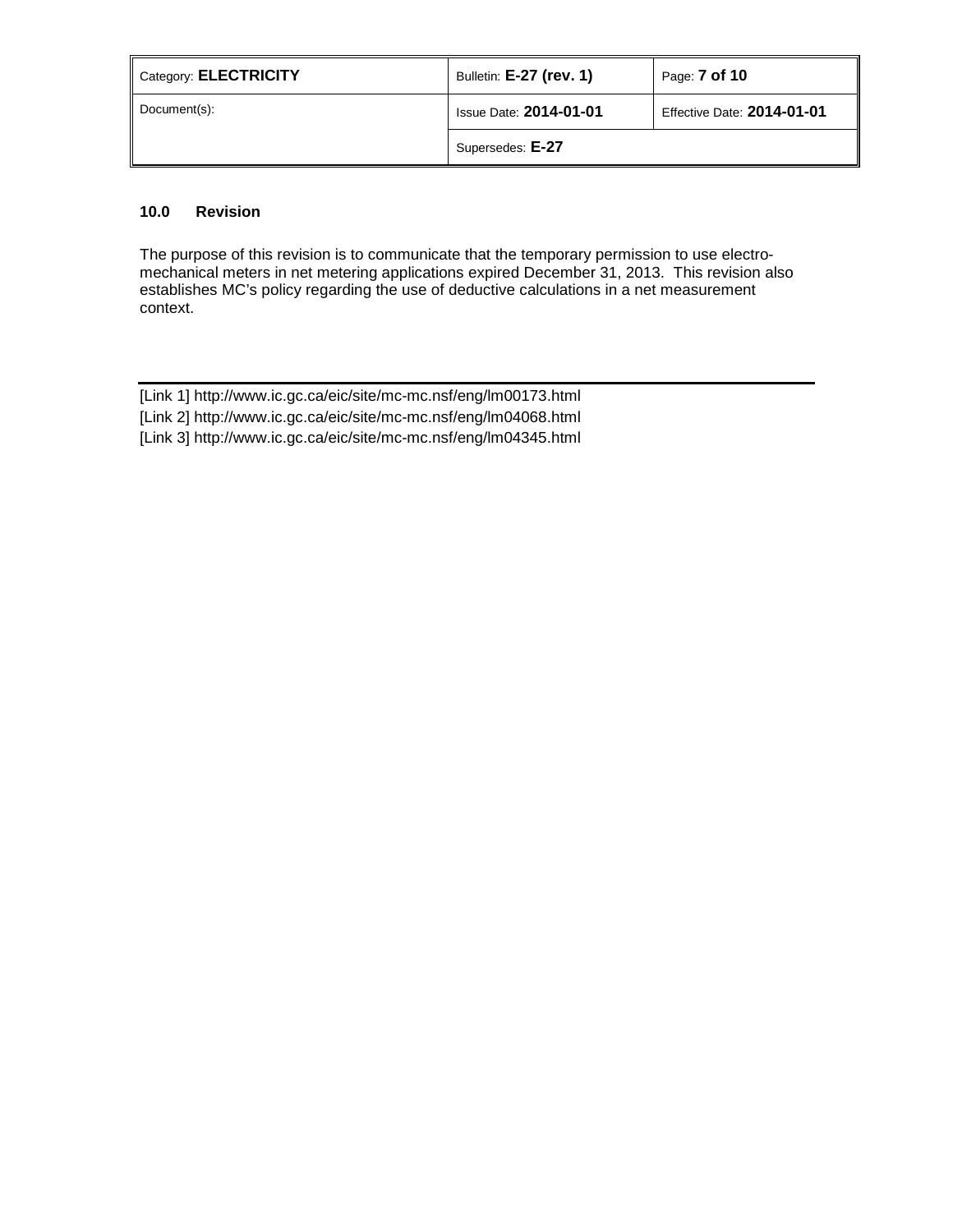## 10.0 Revision

The purpose of this revision is to communicate that the temporary permission to use electro-mechanical meters in net metering applications expired December 31, 2013. This revision also establishes MC's policy regarding the use of deductive calculations in a net measurement context.

---

[Link 1] http://www.ic.gc.ca/eic/site/mc-mc.nsf/eng/lm00173.html

[Link 2] http://www.ic.gc.ca/eic/site/mc-mc.nsf/eng/lm04068.html

[Link 3] http://www.ic.gc.ca/eic/site/mc-mc.nsf/eng/lm04345.html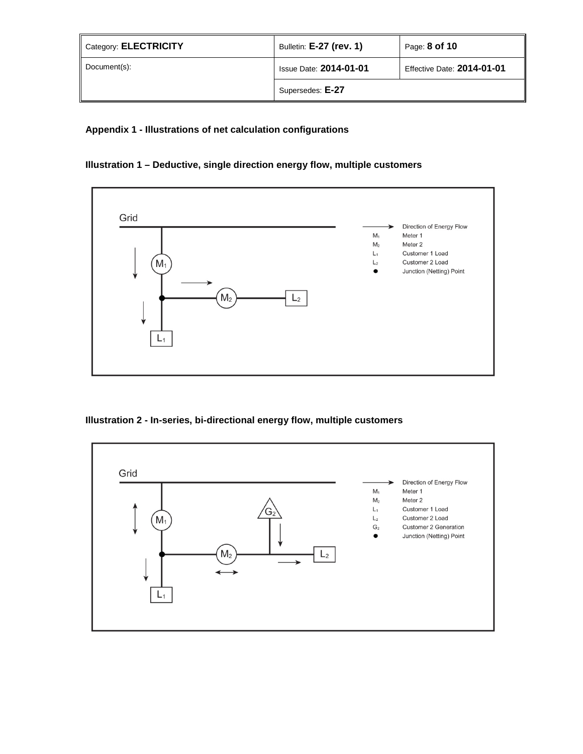## Appendix 1 - Illustrations of net calculation configurations

### Illustration 1 – Deductive, single direction energy flow, multiple customers

| Symbol | Meaning |
| --- | --- |
| → | Direction of Energy Flow |
| $M_1$ | Meter 1 |
| $M_2$ | Meter 2 |
| $L_1$ | Customer 1 Load |
| $L_2$ | Customer 2 Load |
| ● | Junction (Netting) Point |

### Illustration 2 - In-series, bi-directional energy flow, multiple customers

| Symbol | Meaning |
| --- | --- |
| → | Direction of Energy Flow |
| $M_1$ | Meter 1 |
| $M_2$ | Meter 2 |
| $L_1$ | Customer 1 Load |
| $L_2$ | Customer 2 Load |
| $G_2$ | Customer 2 Generation |
| ● | Junction (Netting) Point |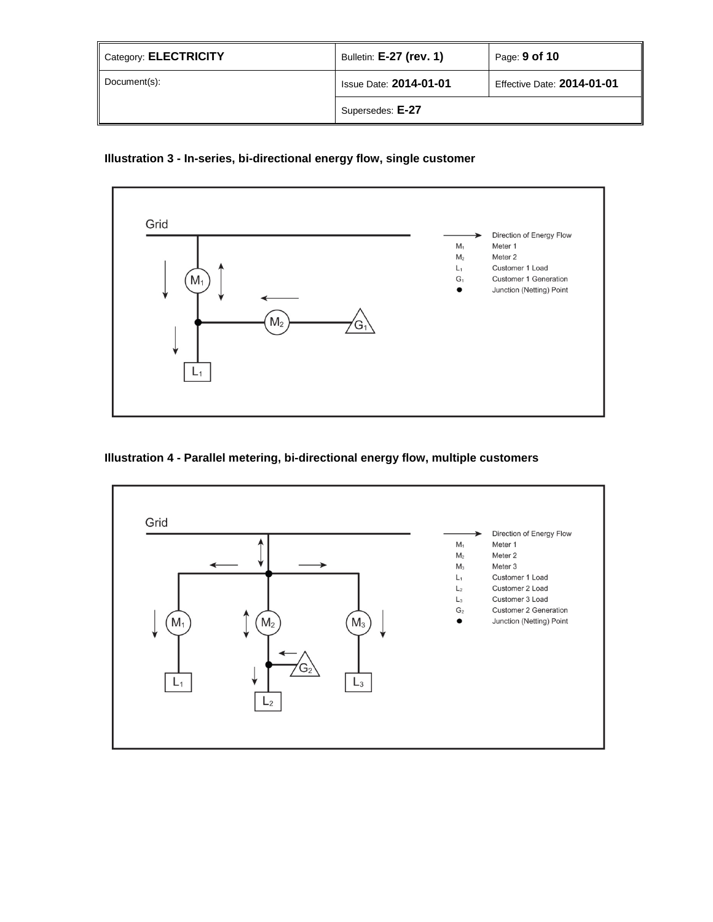**Illustration 3 - In-series, bi-directional energy flow, single customer**

**Illustration 4 - Parallel metering, bi-directional energy flow, multiple customers**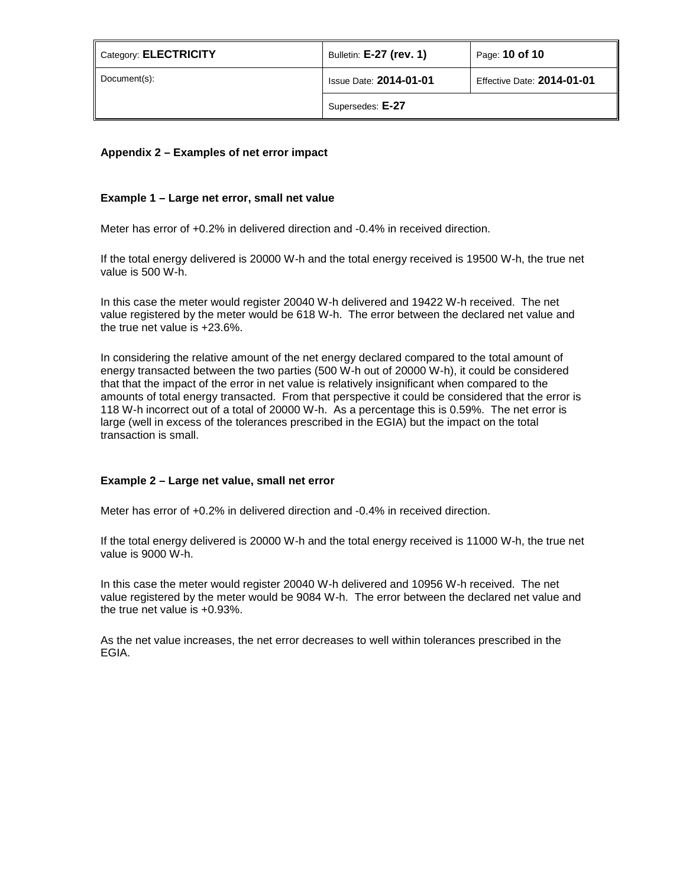## Appendix 2 – Examples of net error impact

### Example 1 – Large net error, small net value

Meter has error of +0.2% in delivered direction and -0.4% in received direction.

If the total energy delivered is 20000 W-h and the total energy received is 19500 W-h, the true net value is 500 W-h.

In this case the meter would register 20040 W-h delivered and 19422 W-h received. The net value registered by the meter would be 618 W-h. The error between the declared net value and the true net value is +23.6%.

In considering the relative amount of the net energy declared compared to the total amount of energy transacted between the two parties (500 W-h out of 20000 W-h), it could be considered that that the impact of the error in net value is relatively insignificant when compared to the amounts of total energy transacted. From that perspective it could be considered that the error is 118 W-h incorrect out of a total of 20000 W-h. As a percentage this is 0.59%. The net error is large (well in excess of the tolerances prescribed in the EGIA) but the impact on the total transaction is small.

### Example 2 – Large net value, small net error

Meter has error of +0.2% in delivered direction and -0.4% in received direction.

If the total energy delivered is 20000 W-h and the total energy received is 11000 W-h, the true net value is 9000 W-h.

In this case the meter would register 20040 W-h delivered and 10956 W-h received. The net value registered by the meter would be 9084 W-h. The error between the declared net value and the true net value is +0.93%.

As the net value increases, the net error decreases to well within tolerances prescribed in the EGIA.